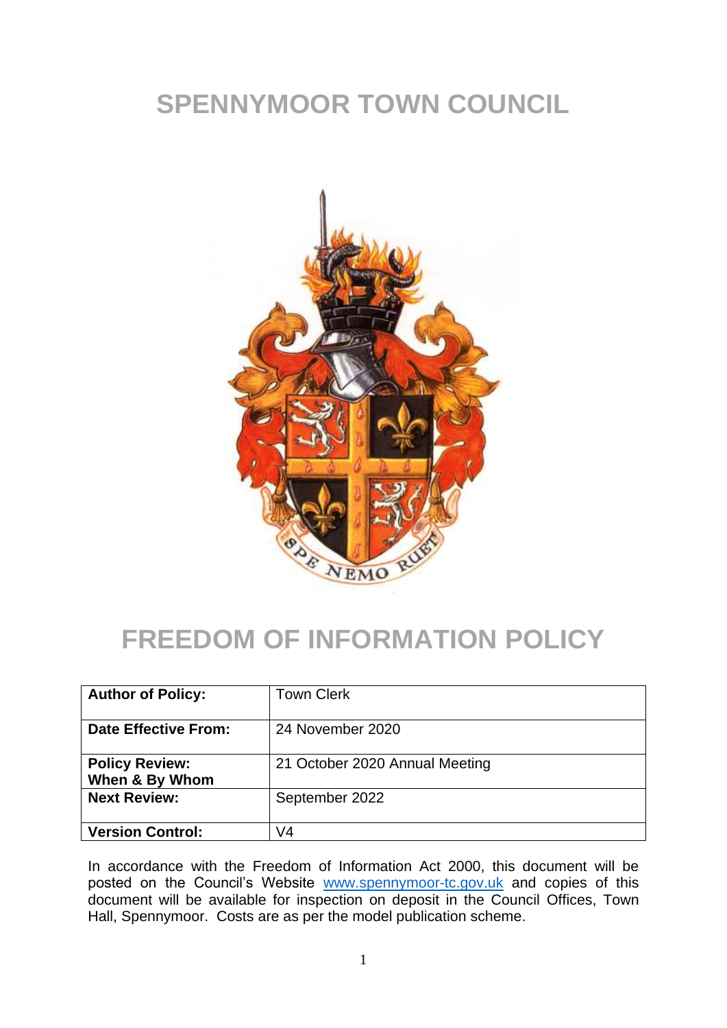# SPENNYMOOR TOWN COUNCIL

# FREEDOM OF INFORMATION POLICY

| **Author of Policy:** | Town Clerk |
|---|---|
| **Date Effective From:** | 24 November 2020 |
| **Policy Review: When & By Whom** | 21 October 2020 Annual Meeting |
| **Next Review:** | September 2022 |
| **Version Control:** | V4 |

In accordance with the Freedom of Information Act 2000, this document will be posted on the Council's Website www.spennymoor-tc.gov.uk and copies of this document will be available for inspection on deposit in the Council Offices, Town Hall, Spennymoor. Costs are as per the model publication scheme.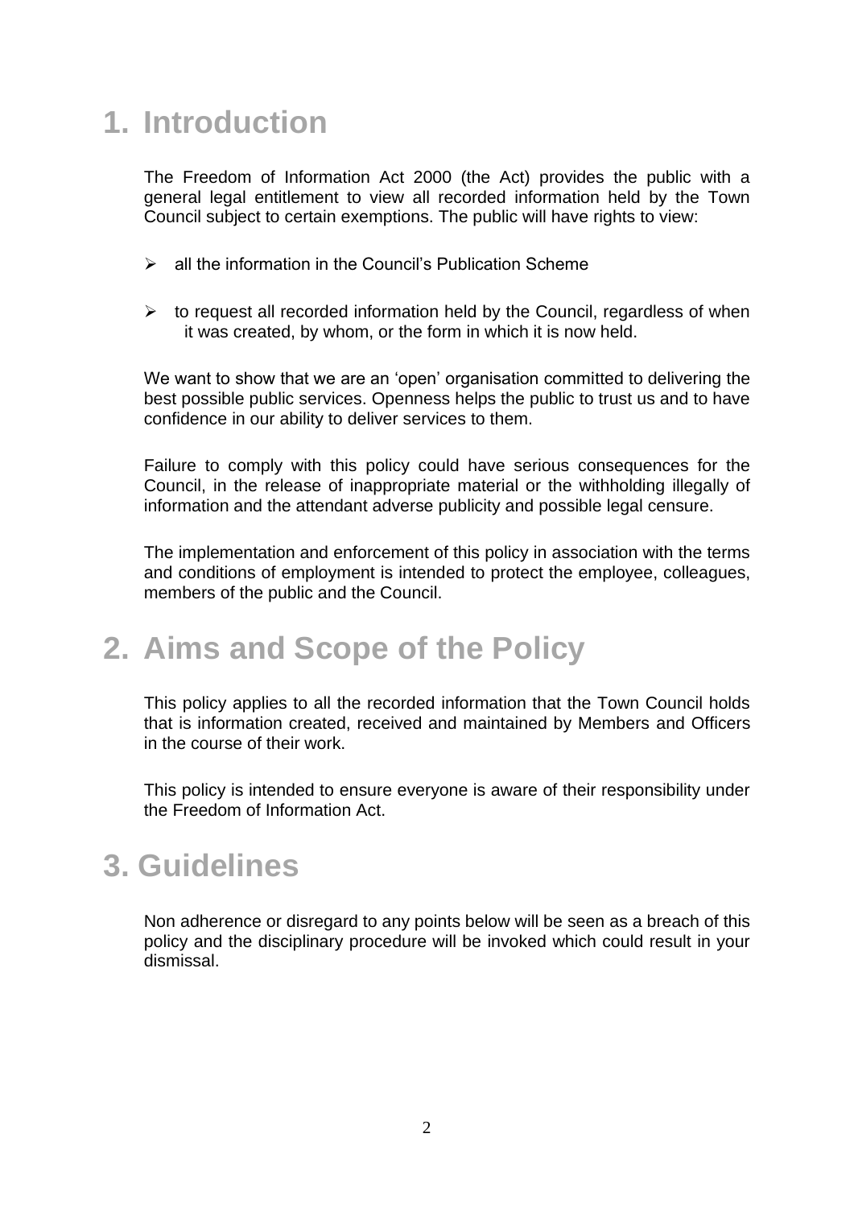# 1. Introduction

The Freedom of Information Act 2000 (the Act) provides the public with a general legal entitlement to view all recorded information held by the Town Council subject to certain exemptions. The public will have rights to view:

- all the information in the Council's Publication Scheme
- to request all recorded information held by the Council, regardless of when it was created, by whom, or the form in which it is now held.

We want to show that we are an 'open' organisation committed to delivering the best possible public services. Openness helps the public to trust us and to have confidence in our ability to deliver services to them.

Failure to comply with this policy could have serious consequences for the Council, in the release of inappropriate material or the withholding illegally of information and the attendant adverse publicity and possible legal censure.

The implementation and enforcement of this policy in association with the terms and conditions of employment is intended to protect the employee, colleagues, members of the public and the Council.

# 2. Aims and Scope of the Policy

This policy applies to all the recorded information that the Town Council holds that is information created, received and maintained by Members and Officers in the course of their work.

This policy is intended to ensure everyone is aware of their responsibility under the Freedom of Information Act.

# 3. Guidelines

Non adherence or disregard to any points below will be seen as a breach of this policy and the disciplinary procedure will be invoked which could result in your dismissal.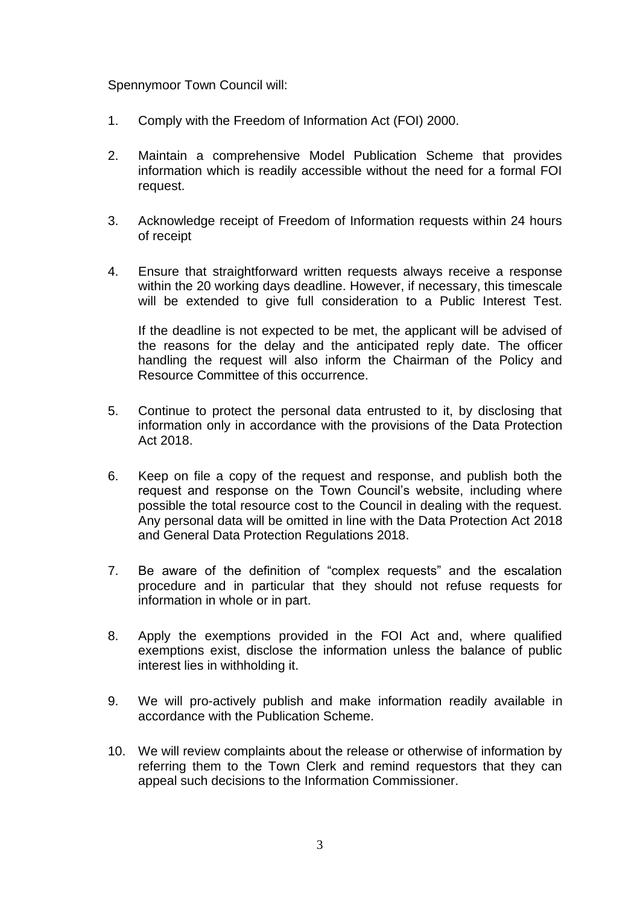Spennymoor Town Council will:

1. Comply with the Freedom of Information Act (FOI) 2000.

2. Maintain a comprehensive Model Publication Scheme that provides information which is readily accessible without the need for a formal FOI request.

3. Acknowledge receipt of Freedom of Information requests within 24 hours of receipt

4. Ensure that straightforward written requests always receive a response within the 20 working days deadline. However, if necessary, this timescale will be extended to give full consideration to a Public Interest Test.

   If the deadline is not expected to be met, the applicant will be advised of the reasons for the delay and the anticipated reply date. The officer handling the request will also inform the Chairman of the Policy and Resource Committee of this occurrence.

5. Continue to protect the personal data entrusted to it, by disclosing that information only in accordance with the provisions of the Data Protection Act 2018.

6. Keep on file a copy of the request and response, and publish both the request and response on the Town Council's website, including where possible the total resource cost to the Council in dealing with the request. Any personal data will be omitted in line with the Data Protection Act 2018 and General Data Protection Regulations 2018.

7. Be aware of the definition of "complex requests" and the escalation procedure and in particular that they should not refuse requests for information in whole or in part.

8. Apply the exemptions provided in the FOI Act and, where qualified exemptions exist, disclose the information unless the balance of public interest lies in withholding it.

9. We will pro-actively publish and make information readily available in accordance with the Publication Scheme.

10. We will review complaints about the release or otherwise of information by referring them to the Town Clerk and remind requestors that they can appeal such decisions to the Information Commissioner.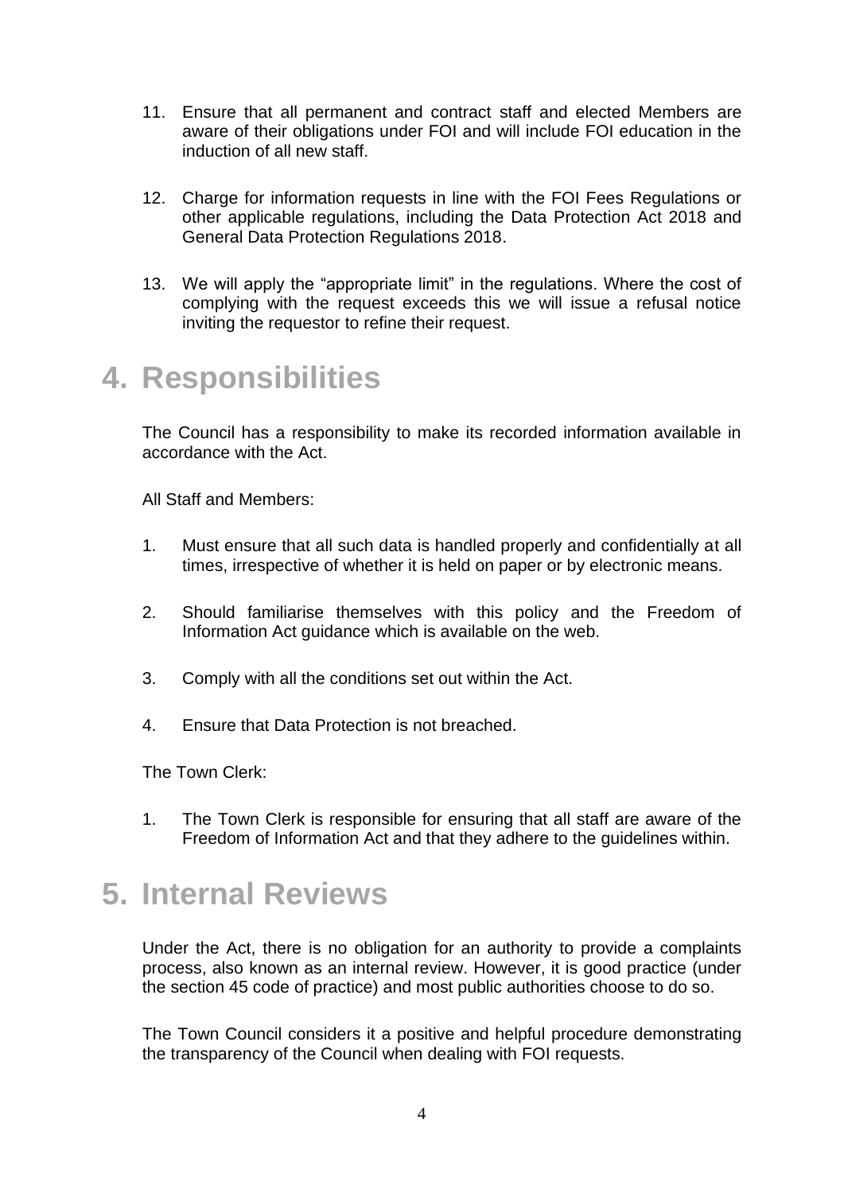11. Ensure that all permanent and contract staff and elected Members are aware of their obligations under FOI and will include FOI education in the induction of all new staff.

12. Charge for information requests in line with the FOI Fees Regulations or other applicable regulations, including the Data Protection Act 2018 and General Data Protection Regulations 2018.

13. We will apply the "appropriate limit" in the regulations. Where the cost of complying with the request exceeds this we will issue a refusal notice inviting the requestor to refine their request.

# 4. Responsibilities

The Council has a responsibility to make its recorded information available in accordance with the Act.

All Staff and Members:

1. Must ensure that all such data is handled properly and confidentially at all times, irrespective of whether it is held on paper or by electronic means.

2. Should familiarise themselves with this policy and the Freedom of Information Act guidance which is available on the web.

3. Comply with all the conditions set out within the Act.

4. Ensure that Data Protection is not breached.

The Town Clerk:

1. The Town Clerk is responsible for ensuring that all staff are aware of the Freedom of Information Act and that they adhere to the guidelines within.

# 5. Internal Reviews

Under the Act, there is no obligation for an authority to provide a complaints process, also known as an internal review. However, it is good practice (under the section 45 code of practice) and most public authorities choose to do so.

The Town Council considers it a positive and helpful procedure demonstrating the transparency of the Council when dealing with FOI requests.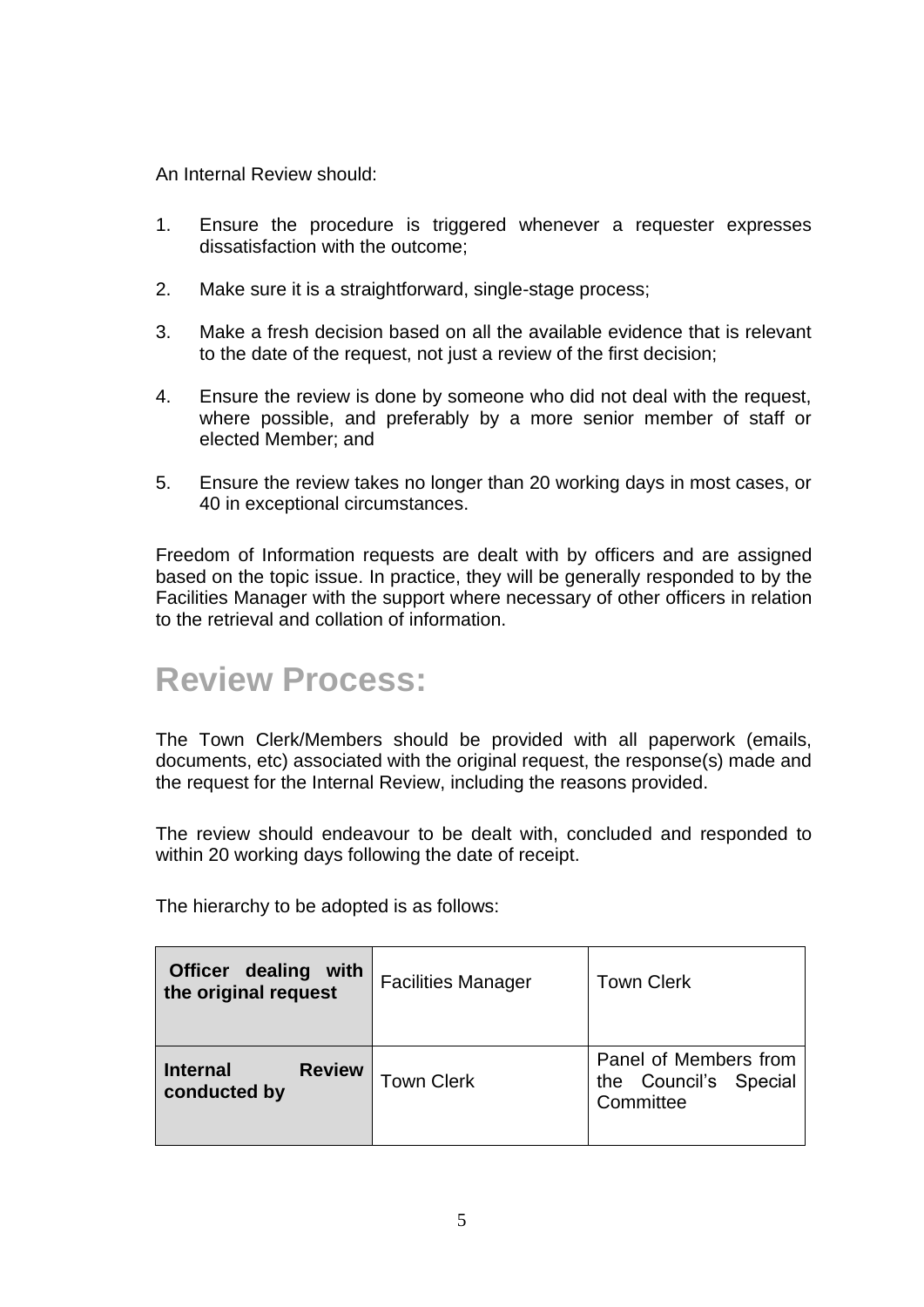An Internal Review should:

1. Ensure the procedure is triggered whenever a requester expresses dissatisfaction with the outcome;

2. Make sure it is a straightforward, single-stage process;

3. Make a fresh decision based on all the available evidence that is relevant to the date of the request, not just a review of the first decision;

4. Ensure the review is done by someone who did not deal with the request, where possible, and preferably by a more senior member of staff or elected Member; and

5. Ensure the review takes no longer than 20 working days in most cases, or 40 in exceptional circumstances.

Freedom of Information requests are dealt with by officers and are assigned based on the topic issue. In practice, they will be generally responded to by the Facilities Manager with the support where necessary of other officers in relation to the retrieval and collation of information.

# Review Process:

The Town Clerk/Members should be provided with all paperwork (emails, documents, etc) associated with the original request, the response(s) made and the request for the Internal Review, including the reasons provided.

The review should endeavour to be dealt with, concluded and responded to within 20 working days following the date of receipt.

The hierarchy to be adopted is as follows:

| **Officer dealing with the original request** | Facilities Manager | Town Clerk |
|---|---|---|
| **Internal Review conducted by** | Town Clerk | Panel of Members from the Council's Special Committee |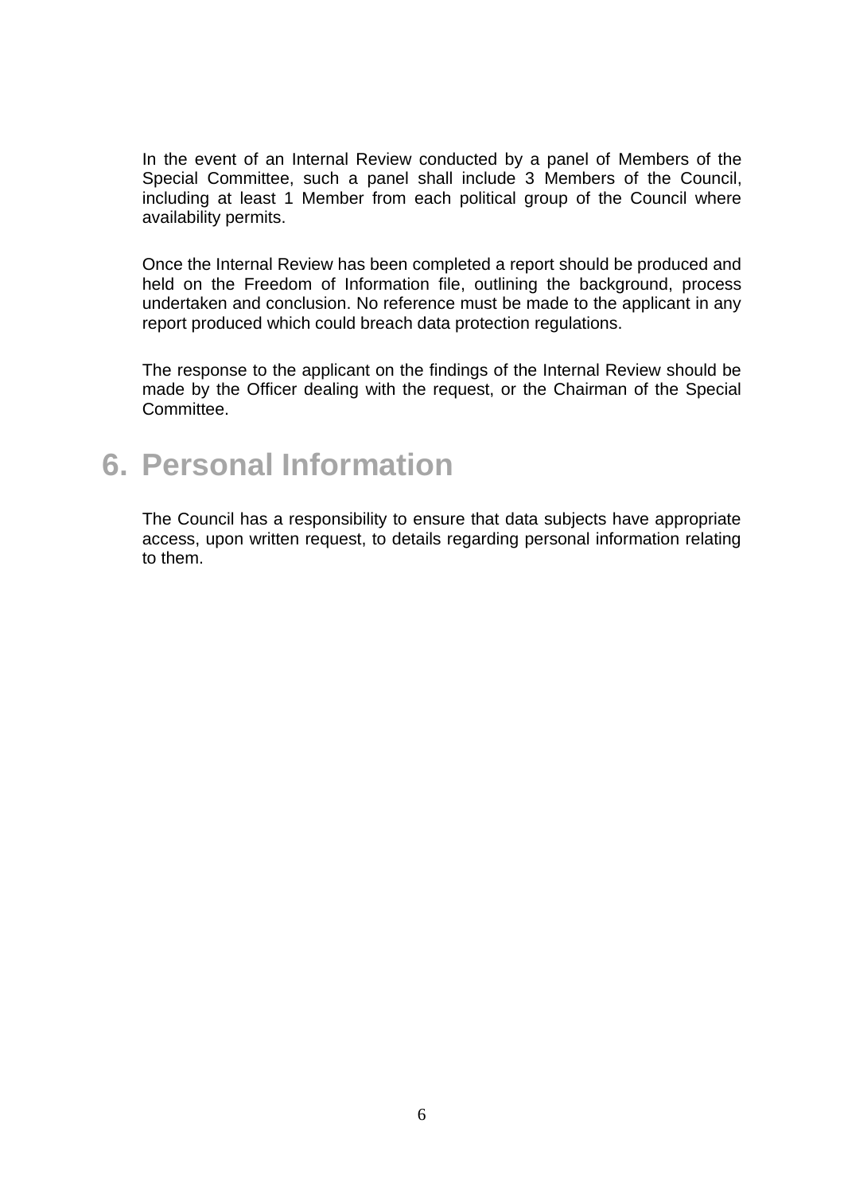In the event of an Internal Review conducted by a panel of Members of the Special Committee, such a panel shall include 3 Members of the Council, including at least 1 Member from each political group of the Council where availability permits.

Once the Internal Review has been completed a report should be produced and held on the Freedom of Information file, outlining the background, process undertaken and conclusion. No reference must be made to the applicant in any report produced which could breach data protection regulations.

The response to the applicant on the findings of the Internal Review should be made by the Officer dealing with the request, or the Chairman of the Special Committee.

# 6. Personal Information

The Council has a responsibility to ensure that data subjects have appropriate access, upon written request, to details regarding personal information relating to them.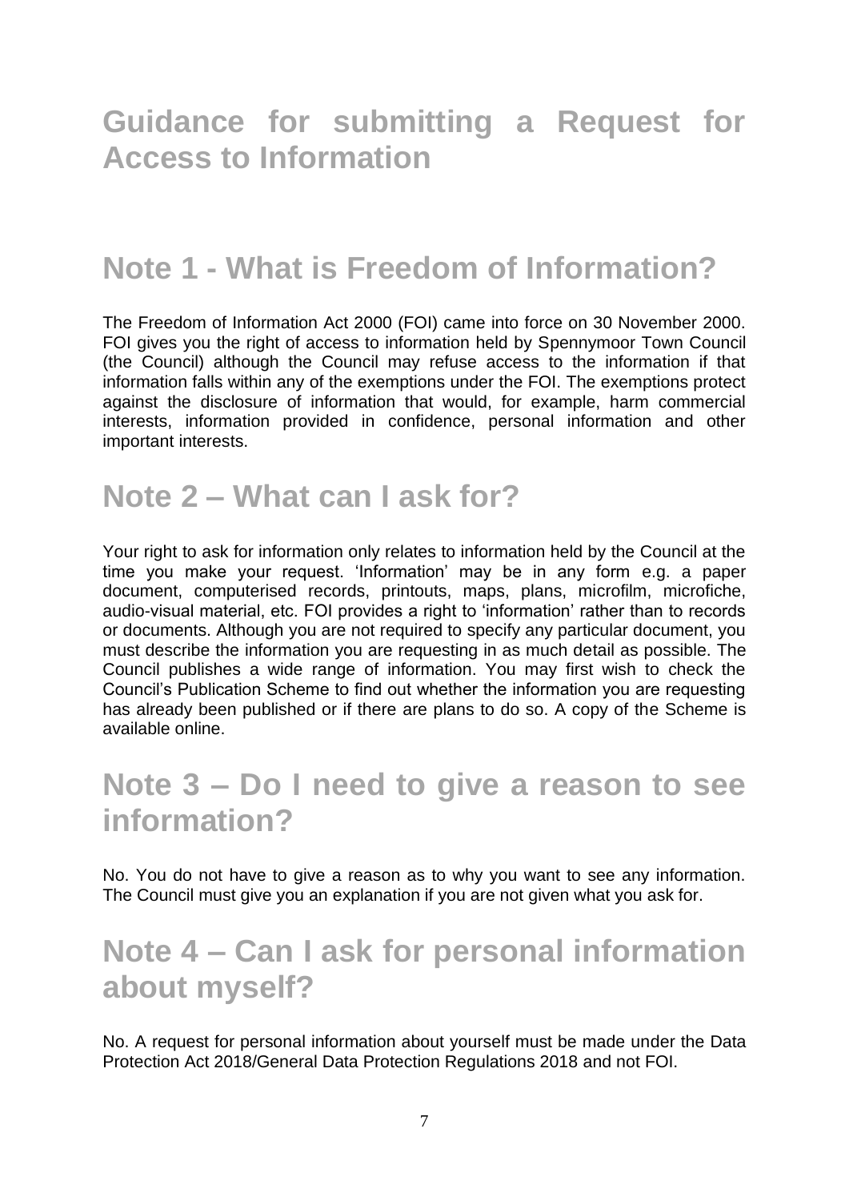# Guidance for submitting a Request for Access to Information

## Note 1 - What is Freedom of Information?

The Freedom of Information Act 2000 (FOI) came into force on 30 November 2000. FOI gives you the right of access to information held by Spennymoor Town Council (the Council) although the Council may refuse access to the information if that information falls within any of the exemptions under the FOI. The exemptions protect against the disclosure of information that would, for example, harm commercial interests, information provided in confidence, personal information and other important interests.

## Note 2 – What can I ask for?

Your right to ask for information only relates to information held by the Council at the time you make your request. 'Information' may be in any form e.g. a paper document, computerised records, printouts, maps, plans, microfilm, microfiche, audio-visual material, etc. FOI provides a right to 'information' rather than to records or documents. Although you are not required to specify any particular document, you must describe the information you are requesting in as much detail as possible. The Council publishes a wide range of information. You may first wish to check the Council's Publication Scheme to find out whether the information you are requesting has already been published or if there are plans to do so. A copy of the Scheme is available online.

## Note 3 – Do I need to give a reason to see information?

No. You do not have to give a reason as to why you want to see any information. The Council must give you an explanation if you are not given what you ask for.

## Note 4 – Can I ask for personal information about myself?

No. A request for personal information about yourself must be made under the Data Protection Act 2018/General Data Protection Regulations 2018 and not FOI.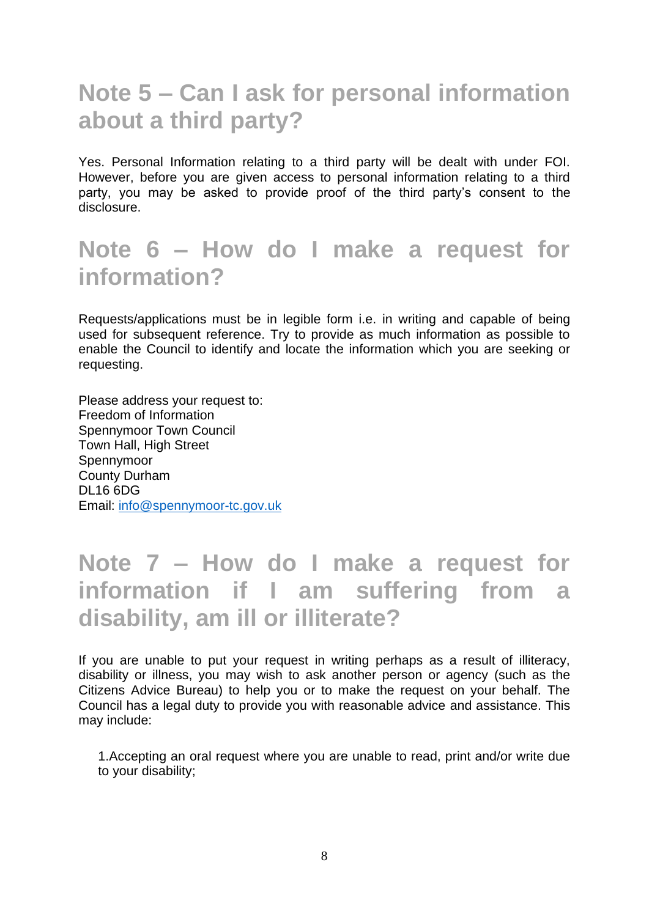## Note 5 – Can I ask for personal information about a third party?

Yes. Personal Information relating to a third party will be dealt with under FOI. However, before you are given access to personal information relating to a third party, you may be asked to provide proof of the third party's consent to the disclosure.

## Note 6 – How do I make a request for information?

Requests/applications must be in legible form i.e. in writing and capable of being used for subsequent reference. Try to provide as much information as possible to enable the Council to identify and locate the information which you are seeking or requesting.

Please address your request to:
Freedom of Information
Spennymoor Town Council
Town Hall, High Street
Spennymoor
County Durham
DL16 6DG
Email: info@spennymoor-tc.gov.uk

## Note 7 – How do I make a request for information if I am suffering from a disability, am ill or illiterate?

If you are unable to put your request in writing perhaps as a result of illiteracy, disability or illness, you may wish to ask another person or agency (such as the Citizens Advice Bureau) to help you or to make the request on your behalf. The Council has a legal duty to provide you with reasonable advice and assistance. This may include:

1. Accepting an oral request where you are unable to read, print and/or write due to your disability;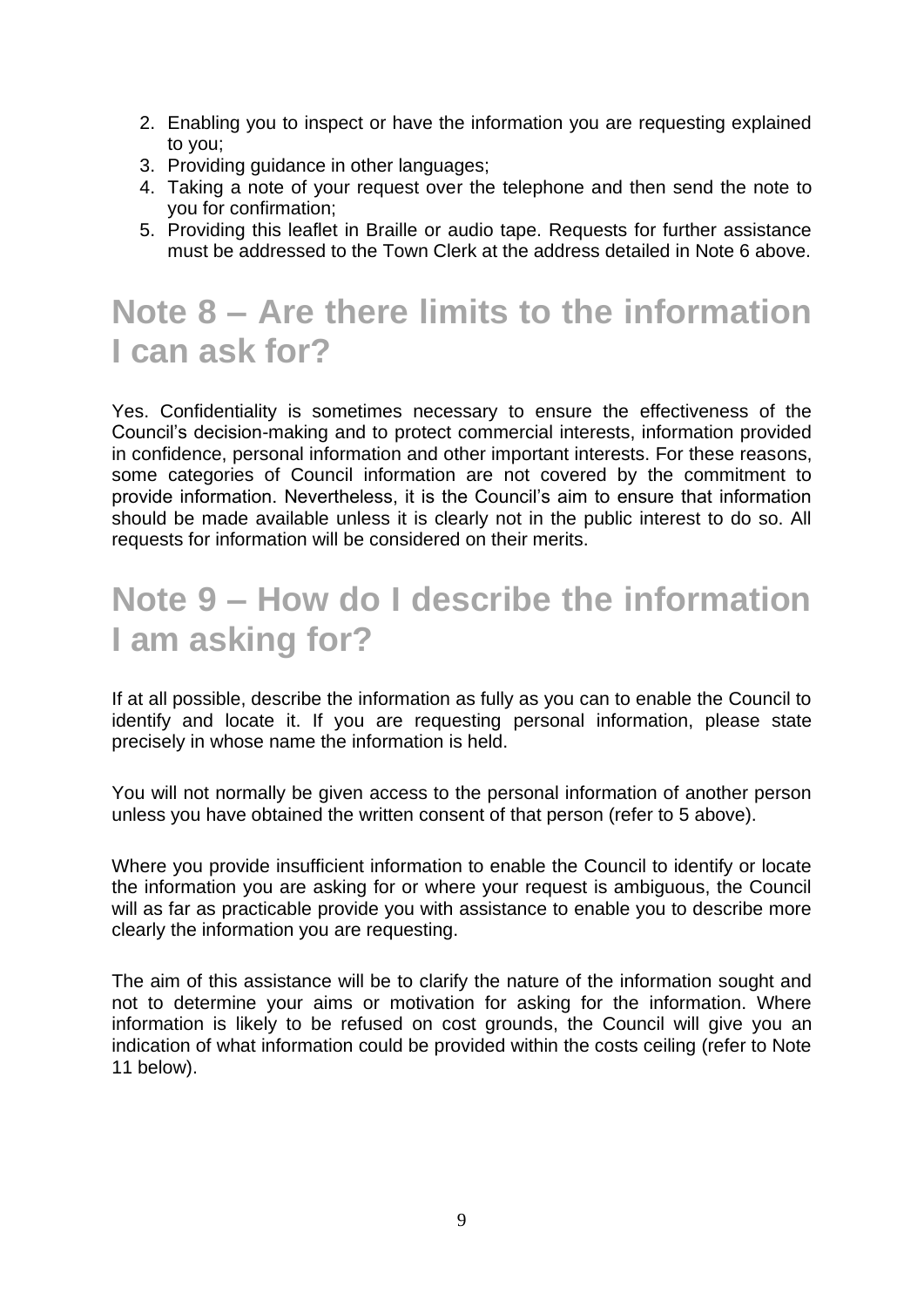2. Enabling you to inspect or have the information you are requesting explained to you;
3. Providing guidance in other languages;
4. Taking a note of your request over the telephone and then send the note to you for confirmation;
5. Providing this leaflet in Braille or audio tape. Requests for further assistance must be addressed to the Town Clerk at the address detailed in Note 6 above.

## Note 8 – Are there limits to the information I can ask for?

Yes. Confidentiality is sometimes necessary to ensure the effectiveness of the Council's decision-making and to protect commercial interests, information provided in confidence, personal information and other important interests. For these reasons, some categories of Council information are not covered by the commitment to provide information. Nevertheless, it is the Council's aim to ensure that information should be made available unless it is clearly not in the public interest to do so. All requests for information will be considered on their merits.

## Note 9 – How do I describe the information I am asking for?

If at all possible, describe the information as fully as you can to enable the Council to identify and locate it. If you are requesting personal information, please state precisely in whose name the information is held.

You will not normally be given access to the personal information of another person unless you have obtained the written consent of that person (refer to 5 above).

Where you provide insufficient information to enable the Council to identify or locate the information you are asking for or where your request is ambiguous, the Council will as far as practicable provide you with assistance to enable you to describe more clearly the information you are requesting.

The aim of this assistance will be to clarify the nature of the information sought and not to determine your aims or motivation for asking for the information. Where information is likely to be refused on cost grounds, the Council will give you an indication of what information could be provided within the costs ceiling (refer to Note 11 below).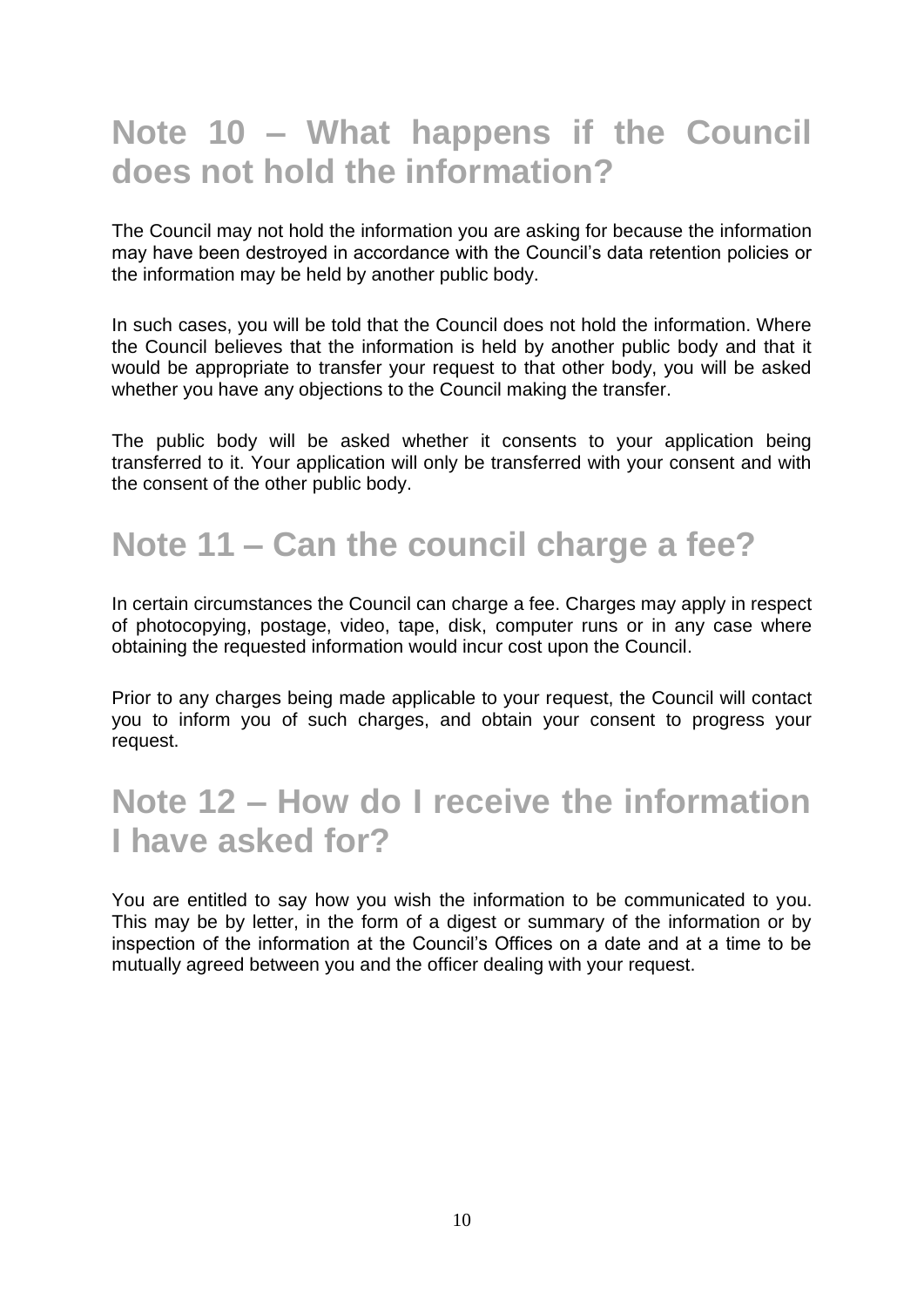## Note 10 – What happens if the Council does not hold the information?

The Council may not hold the information you are asking for because the information may have been destroyed in accordance with the Council's data retention policies or the information may be held by another public body.

In such cases, you will be told that the Council does not hold the information. Where the Council believes that the information is held by another public body and that it would be appropriate to transfer your request to that other body, you will be asked whether you have any objections to the Council making the transfer.

The public body will be asked whether it consents to your application being transferred to it. Your application will only be transferred with your consent and with the consent of the other public body.

## Note 11 – Can the council charge a fee?

In certain circumstances the Council can charge a fee. Charges may apply in respect of photocopying, postage, video, tape, disk, computer runs or in any case where obtaining the requested information would incur cost upon the Council.

Prior to any charges being made applicable to your request, the Council will contact you to inform you of such charges, and obtain your consent to progress your request.

## Note 12 – How do I receive the information I have asked for?

You are entitled to say how you wish the information to be communicated to you. This may be by letter, in the form of a digest or summary of the information or by inspection of the information at the Council's Offices on a date and at a time to be mutually agreed between you and the officer dealing with your request.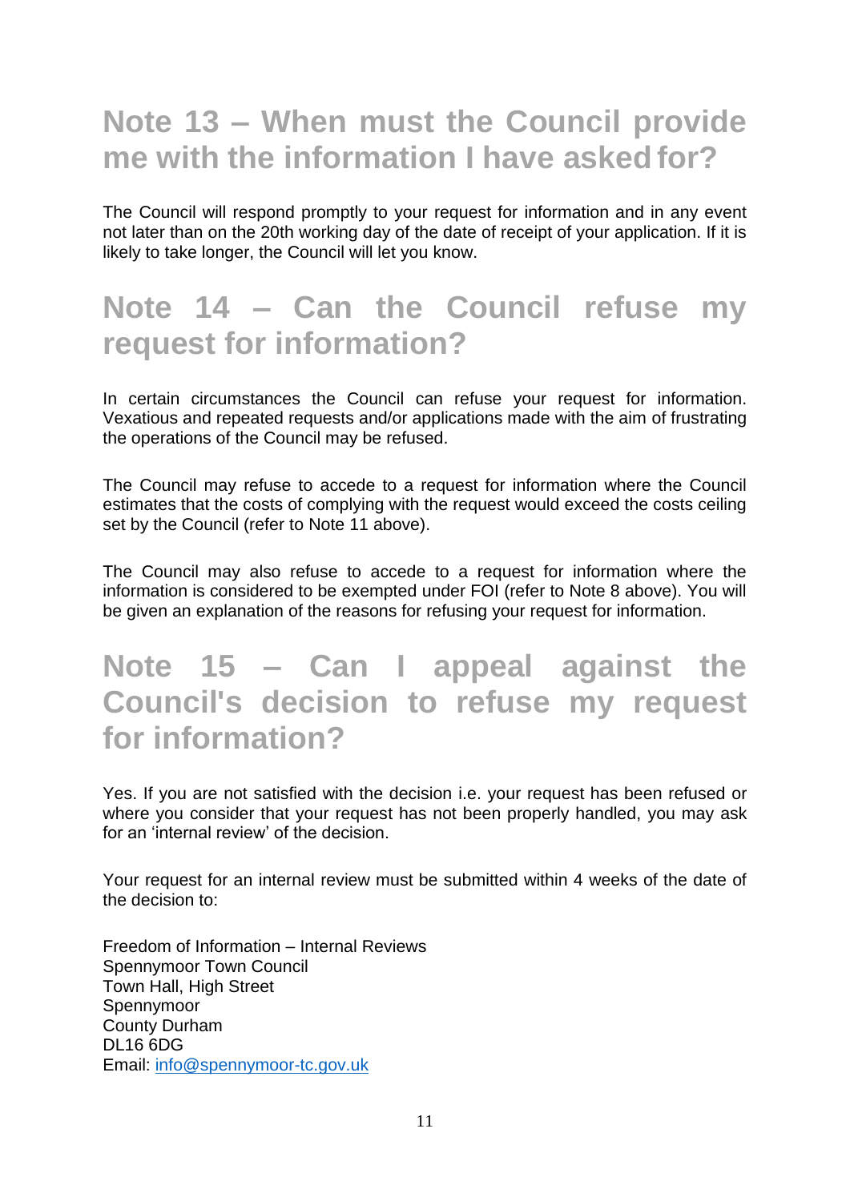## Note 13 – When must the Council provide me with the information I have asked for?

The Council will respond promptly to your request for information and in any event not later than on the 20th working day of the date of receipt of your application. If it is likely to take longer, the Council will let you know.

## Note 14 – Can the Council refuse my request for information?

In certain circumstances the Council can refuse your request for information. Vexatious and repeated requests and/or applications made with the aim of frustrating the operations of the Council may be refused.

The Council may refuse to accede to a request for information where the Council estimates that the costs of complying with the request would exceed the costs ceiling set by the Council (refer to Note 11 above).

The Council may also refuse to accede to a request for information where the information is considered to be exempted under FOI (refer to Note 8 above). You will be given an explanation of the reasons for refusing your request for information.

## Note 15 – Can I appeal against the Council's decision to refuse my request for information?

Yes. If you are not satisfied with the decision i.e. your request has been refused or where you consider that your request has not been properly handled, you may ask for an 'internal review' of the decision.

Your request for an internal review must be submitted within 4 weeks of the date of the decision to:

Freedom of Information – Internal Reviews
Spennymoor Town Council
Town Hall, High Street
Spennymoor
County Durham
DL16 6DG
Email: info@spennymoor-tc.gov.uk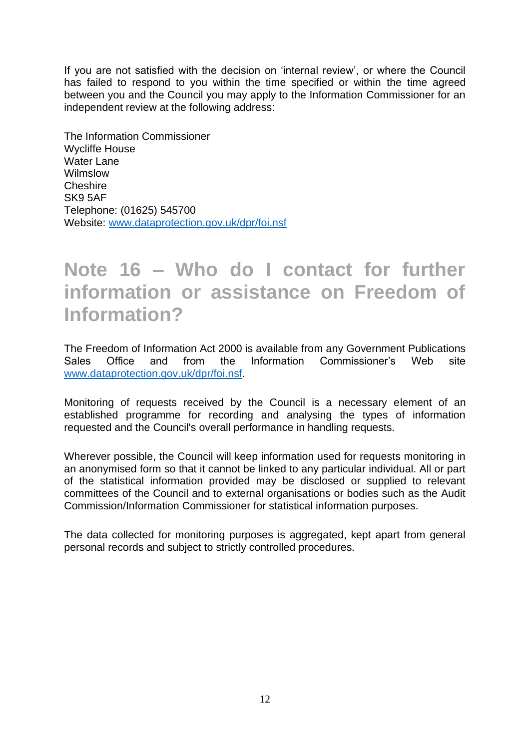If you are not satisfied with the decision on 'internal review', or where the Council has failed to respond to you within the time specified or within the time agreed between you and the Council you may apply to the Information Commissioner for an independent review at the following address:

The Information Commissioner
Wycliffe House
Water Lane
Wilmslow
Cheshire
SK9 5AF
Telephone: (01625) 545700
Website: www.dataprotection.gov.uk/dpr/foi.nsf

# Note 16 – Who do I contact for further information or assistance on Freedom of Information?

The Freedom of Information Act 2000 is available from any Government Publications Sales Office and from the Information Commissioner's Web site www.dataprotection.gov.uk/dpr/foi.nsf.

Monitoring of requests received by the Council is a necessary element of an established programme for recording and analysing the types of information requested and the Council's overall performance in handling requests.

Wherever possible, the Council will keep information used for requests monitoring in an anonymised form so that it cannot be linked to any particular individual. All or part of the statistical information provided may be disclosed or supplied to relevant committees of the Council and to external organisations or bodies such as the Audit Commission/Information Commissioner for statistical information purposes.

The data collected for monitoring purposes is aggregated, kept apart from general personal records and subject to strictly controlled procedures.